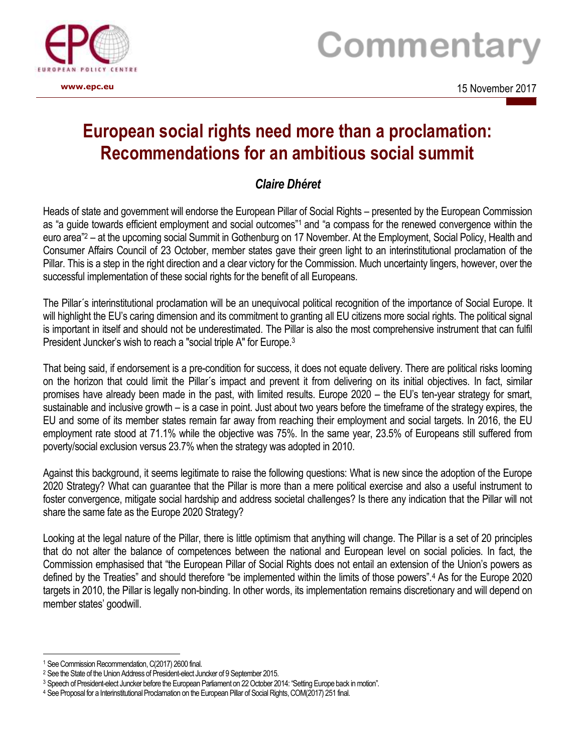Commentary

15 November 2017

# European social rights need more than a proclamation: Recommendations for an ambitious social summit

***Claire Dhéret***

Heads of state and government will endorse the European Pillar of Social Rights – presented by the European Commission as "a guide towards efficient employment and social outcomes"[1] and "a compass for the renewed convergence within the euro area"[2] – at the upcoming social Summit in Gothenburg on 17 November. At the Employment, Social Policy, Health and Consumer Affairs Council of 23 October, member states gave their green light to an interinstitutional proclamation of the Pillar. This is a step in the right direction and a clear victory for the Commission. Much uncertainty lingers, however, over the successful implementation of these social rights for the benefit of all Europeans.

The Pillar´s interinstitutional proclamation will be an unequivocal political recognition of the importance of Social Europe. It will highlight the EU's caring dimension and its commitment to granting all EU citizens more social rights. The political signal is important in itself and should not be underestimated. The Pillar is also the most comprehensive instrument that can fulfil President Juncker's wish to reach a "social triple A" for Europe.[3]

That being said, if endorsement is a pre-condition for success, it does not equate delivery. There are political risks looming on the horizon that could limit the Pillar´s impact and prevent it from delivering on its initial objectives. In fact, similar promises have already been made in the past, with limited results. Europe 2020 – the EU's ten-year strategy for smart, sustainable and inclusive growth – is a case in point. Just about two years before the timeframe of the strategy expires, the EU and some of its member states remain far away from reaching their employment and social targets. In 2016, the EU employment rate stood at 71.1% while the objective was 75%. In the same year, 23.5% of Europeans still suffered from poverty/social exclusion versus 23.7% when the strategy was adopted in 2010.

Against this background, it seems legitimate to raise the following questions: What is new since the adoption of the Europe 2020 Strategy? What can guarantee that the Pillar is more than a mere political exercise and also a useful instrument to foster convergence, mitigate social hardship and address societal challenges? Is there any indication that the Pillar will not share the same fate as the Europe 2020 Strategy?

Looking at the legal nature of the Pillar, there is little optimism that anything will change. The Pillar is a set of 20 principles that do not alter the balance of competences between the national and European level on social policies. In fact, the Commission emphasised that "the European Pillar of Social Rights does not entail an extension of the Union's powers as defined by the Treaties" and should therefore "be implemented within the limits of those powers".[4] As for the Europe 2020 targets in 2010, the Pillar is legally non-binding. In other words, its implementation remains discretionary and will depend on member states' goodwill.

---

[1] See Commission Recommendation, C(2017) 2600 final.

[2] See the State of the Union Address of President-elect Juncker of 9 September 2015.

[3] Speech of President-elect Juncker before the European Parliament on 22 October 2014: "Setting Europe back in motion".

[4] See Proposal for a Interinstitutional Proclamation on the European Pillar of Social Rights, COM(2017) 251 final.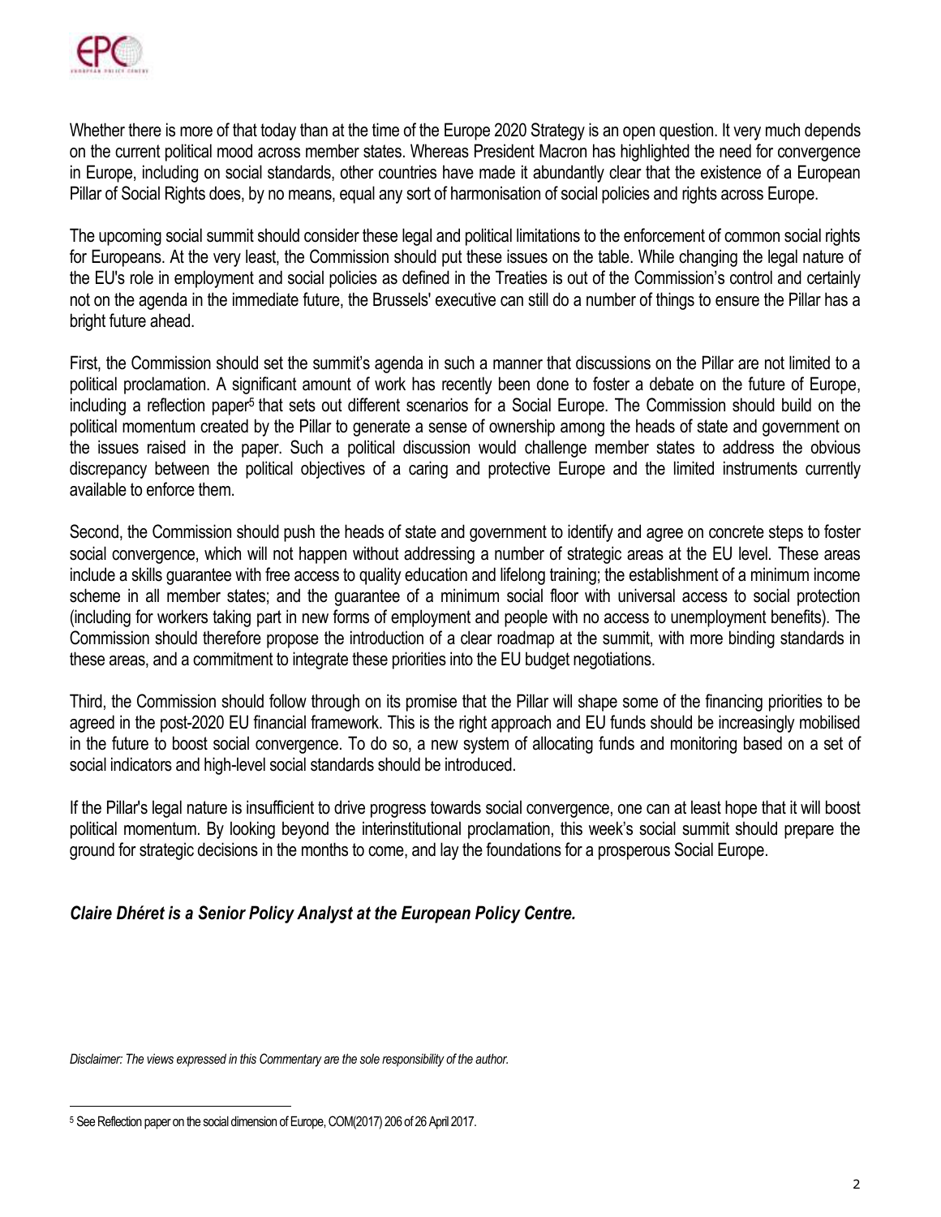Whether there is more of that today than at the time of the Europe 2020 Strategy is an open question. It very much depends on the current political mood across member states. Whereas President Macron has highlighted the need for convergence in Europe, including on social standards, other countries have made it abundantly clear that the existence of a European Pillar of Social Rights does, by no means, equal any sort of harmonisation of social policies and rights across Europe.

The upcoming social summit should consider these legal and political limitations to the enforcement of common social rights for Europeans. At the very least, the Commission should put these issues on the table. While changing the legal nature of the EU's role in employment and social policies as defined in the Treaties is out of the Commission's control and certainly not on the agenda in the immediate future, the Brussels' executive can still do a number of things to ensure the Pillar has a bright future ahead.

First, the Commission should set the summit's agenda in such a manner that discussions on the Pillar are not limited to a political proclamation. A significant amount of work has recently been done to foster a debate on the future of Europe, including a reflection paper[5] that sets out different scenarios for a Social Europe. The Commission should build on the political momentum created by the Pillar to generate a sense of ownership among the heads of state and government on the issues raised in the paper. Such a political discussion would challenge member states to address the obvious discrepancy between the political objectives of a caring and protective Europe and the limited instruments currently available to enforce them.

Second, the Commission should push the heads of state and government to identify and agree on concrete steps to foster social convergence, which will not happen without addressing a number of strategic areas at the EU level. These areas include a skills guarantee with free access to quality education and lifelong training; the establishment of a minimum income scheme in all member states; and the guarantee of a minimum social floor with universal access to social protection (including for workers taking part in new forms of employment and people with no access to unemployment benefits). The Commission should therefore propose the introduction of a clear roadmap at the summit, with more binding standards in these areas, and a commitment to integrate these priorities into the EU budget negotiations.

Third, the Commission should follow through on its promise that the Pillar will shape some of the financing priorities to be agreed in the post-2020 EU financial framework. This is the right approach and EU funds should be increasingly mobilised in the future to boost social convergence. To do so, a new system of allocating funds and monitoring based on a set of social indicators and high-level social standards should be introduced.

If the Pillar's legal nature is insufficient to drive progress towards social convergence, one can at least hope that it will boost political momentum. By looking beyond the interinstitutional proclamation, this week's social summit should prepare the ground for strategic decisions in the months to come, and lay the foundations for a prosperous Social Europe.

***Claire Dhéret is a Senior Policy Analyst at the European Policy Centre.***

*Disclaimer: The views expressed in this Commentary are the sole responsibility of the author.*

[5] See Reflection paper on the social dimension of Europe, COM(2017) 206 of 26 April 2017.